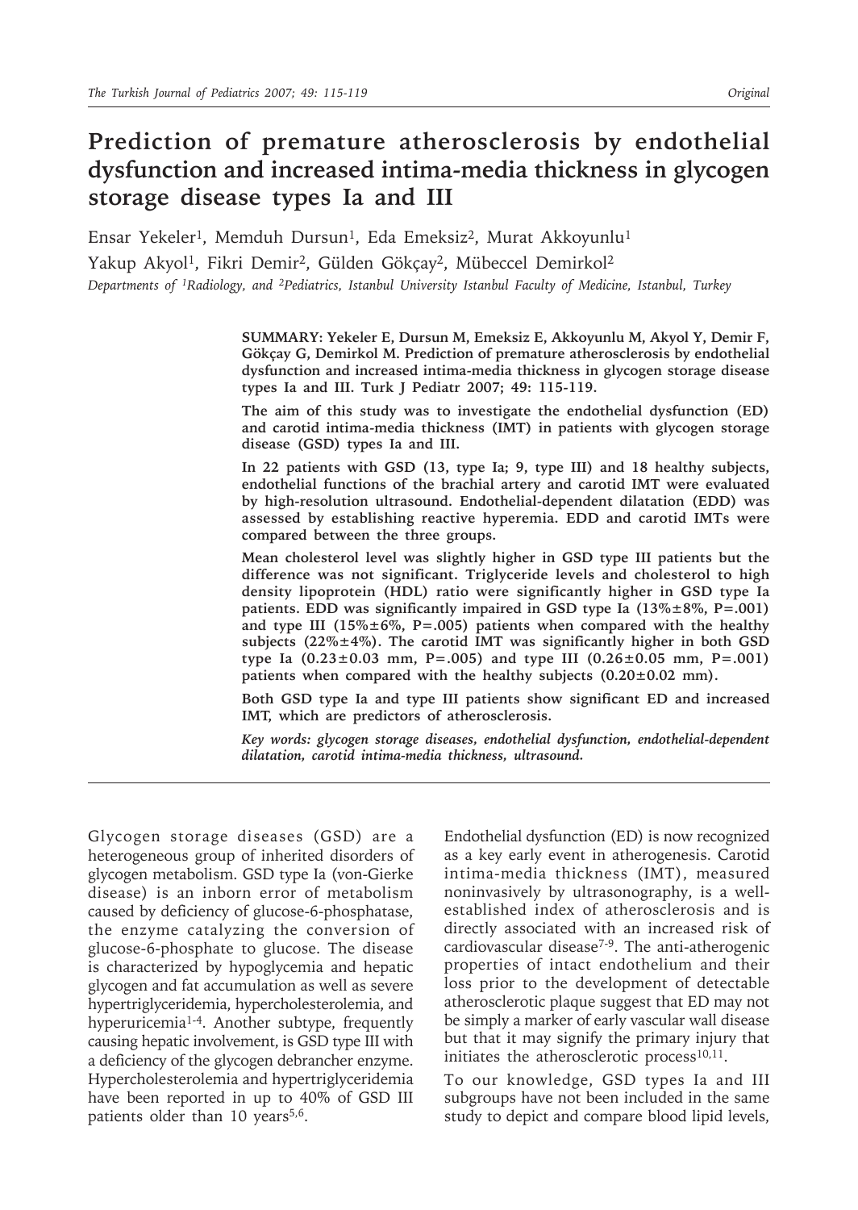# Prediction of premature atherosclerosis by endothelial dysfunction and increased intima-media thickness in glycogen storage disease types Ia and III

Ensar Yekeler[1], Memduh Dursun[1], Eda Emeksiz[2], Murat Akkoyunlu[1]
Yakup Akyol[1], Fikri Demir[2], Gülden Gökçay[2], Mübeccel Demirkol[2]

*Departments of [1]Radiology, and [2]Pediatrics, Istanbul University Istanbul Faculty of Medicine, Istanbul, Turkey*

**SUMMARY: Yekeler E, Dursun M, Emeksiz E, Akkoyunlu M, Akyol Y, Demir F, Gökçay G, Demirkol M. Prediction of premature atherosclerosis by endothelial dysfunction and increased intima-media thickness in glycogen storage disease types Ia and III. Turk J Pediatr 2007; 49: 115-119.**

**The aim of this study was to investigate the endothelial dysfunction (ED) and carotid intima-media thickness (IMT) in patients with glycogen storage disease (GSD) types Ia and III.**

**In 22 patients with GSD (13, type Ia; 9, type III) and 18 healthy subjects, endothelial functions of the brachial artery and carotid IMT were evaluated by high-resolution ultrasound. Endothelial-dependent dilatation (EDD) was assessed by establishing reactive hyperemia. EDD and carotid IMTs were compared between the three groups.**

**Mean cholesterol level was slightly higher in GSD type III patients but the difference was not significant. Triglyceride levels and cholesterol to high density lipoprotein (HDL) ratio were significantly higher in GSD type Ia patients. EDD was significantly impaired in GSD type Ia (13%±8%, P=.001) and type III (15%±6%, P=.005) patients when compared with the healthy subjects (22%±4%). The carotid IMT was significantly higher in both GSD type Ia (0.23±0.03 mm, P=.005) and type III (0.26±0.05 mm, P=.001) patients when compared with the healthy subjects (0.20±0.02 mm).**

**Both GSD type Ia and type III patients show significant ED and increased IMT, which are predictors of atherosclerosis.**

***Key words: glycogen storage diseases, endothelial dysfunction, endothelial-dependent dilatation, carotid intima-media thickness, ultrasound.***

Glycogen storage diseases (GSD) are a heterogeneous group of inherited disorders of glycogen metabolism. GSD type Ia (von-Gierke disease) is an inborn error of metabolism caused by deficiency of glucose-6-phosphatase, the enzyme catalyzing the conversion of glucose-6-phosphate to glucose. The disease is characterized by hypoglycemia and hepatic glycogen and fat accumulation as well as severe hypertriglyceridemia, hypercholesterolemia, and hyperuricemia[1-4]. Another subtype, frequently causing hepatic involvement, is GSD type III with a deficiency of the glycogen debrancher enzyme. Hypercholesterolemia and hypertriglyceridemia have been reported in up to 40% of GSD III patients older than 10 years[5,6].

Endothelial dysfunction (ED) is now recognized as a key early event in atherogenesis. Carotid intima-media thickness (IMT), measured noninvasively by ultrasonography, is a well-established index of atherosclerosis and is directly associated with an increased risk of cardiovascular disease[7-9]. The anti-atherogenic properties of intact endothelium and their loss prior to the development of detectable atherosclerotic plaque suggest that ED may not be simply a marker of early vascular wall disease but that it may signify the primary injury that initiates the atherosclerotic process[10,11].

To our knowledge, GSD types Ia and III subgroups have not been included in the same study to depict and compare blood lipid levels,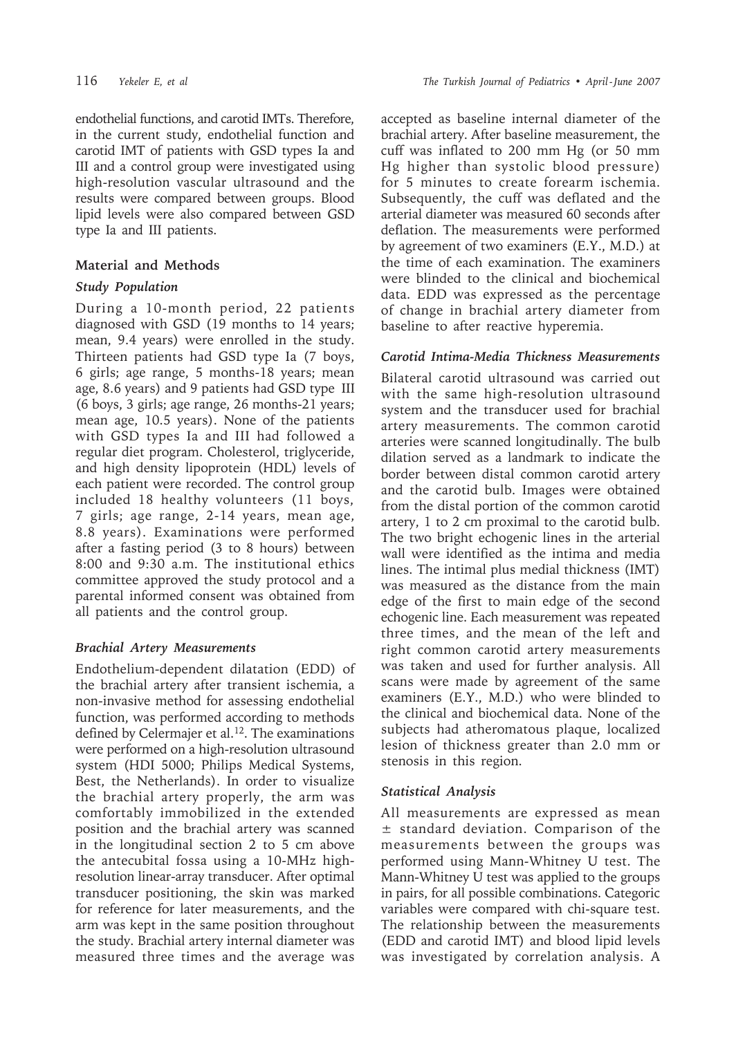endothelial functions, and carotid IMTs. Therefore, in the current study, endothelial function and carotid IMT of patients with GSD types Ia and III and a control group were investigated using high-resolution vascular ultrasound and the results were compared between groups. Blood lipid levels were also compared between GSD type Ia and III patients.

## Material and Methods

### *Study Population*

During a 10-month period, 22 patients diagnosed with GSD (19 months to 14 years; mean, 9.4 years) were enrolled in the study. Thirteen patients had GSD type Ia (7 boys, 6 girls; age range, 5 months-18 years; mean age, 8.6 years) and 9 patients had GSD type III (6 boys, 3 girls; age range, 26 months-21 years; mean age, 10.5 years). None of the patients with GSD types Ia and III had followed a regular diet program. Cholesterol, triglyceride, and high density lipoprotein (HDL) levels of each patient were recorded. The control group included 18 healthy volunteers (11 boys, 7 girls; age range, 2-14 years, mean age, 8.8 years). Examinations were performed after a fasting period (3 to 8 hours) between 8:00 and 9:30 a.m. The institutional ethics committee approved the study protocol and a parental informed consent was obtained from all patients and the control group.

### *Brachial Artery Measurements*

Endothelium-dependent dilatation (EDD) of the brachial artery after transient ischemia, a non-invasive method for assessing endothelial function, was performed according to methods defined by Celermajer et al.[12]. The examinations were performed on a high-resolution ultrasound system (HDI 5000; Philips Medical Systems, Best, the Netherlands). In order to visualize the brachial artery properly, the arm was comfortably immobilized in the extended position and the brachial artery was scanned in the longitudinal section 2 to 5 cm above the antecubital fossa using a 10-MHz high-resolution linear-array transducer. After optimal transducer positioning, the skin was marked for reference for later measurements, and the arm was kept in the same position throughout the study. Brachial artery internal diameter was measured three times and the average was accepted as baseline internal diameter of the brachial artery. After baseline measurement, the cuff was inflated to 200 mm Hg (or 50 mm Hg higher than systolic blood pressure) for 5 minutes to create forearm ischemia. Subsequently, the cuff was deflated and the arterial diameter was measured 60 seconds after deflation. The measurements were performed by agreement of two examiners (E.Y., M.D.) at the time of each examination. The examiners were blinded to the clinical and biochemical data. EDD was expressed as the percentage of change in brachial artery diameter from baseline to after reactive hyperemia.

### *Carotid Intima-Media Thickness Measurements*

Bilateral carotid ultrasound was carried out with the same high-resolution ultrasound system and the transducer used for brachial artery measurements. The common carotid arteries were scanned longitudinally. The bulb dilation served as a landmark to indicate the border between distal common carotid artery and the carotid bulb. Images were obtained from the distal portion of the common carotid artery, 1 to 2 cm proximal to the carotid bulb. The two bright echogenic lines in the arterial wall were identified as the intima and media lines. The intimal plus medial thickness (IMT) was measured as the distance from the main edge of the first to main edge of the second echogenic line. Each measurement was repeated three times, and the mean of the left and right common carotid artery measurements was taken and used for further analysis. All scans were made by agreement of the same examiners (E.Y., M.D.) who were blinded to the clinical and biochemical data. None of the subjects had atheromatous plaque, localized lesion of thickness greater than 2.0 mm or stenosis in this region.

### *Statistical Analysis*

All measurements are expressed as mean $\pm$ standard deviation. Comparison of the measurements between the groups was performed using Mann-Whitney U test. The Mann-Whitney U test was applied to the groups in pairs, for all possible combinations. Categoric variables were compared with chi-square test. The relationship between the measurements (EDD and carotid IMT) and blood lipid levels was investigated by correlation analysis. A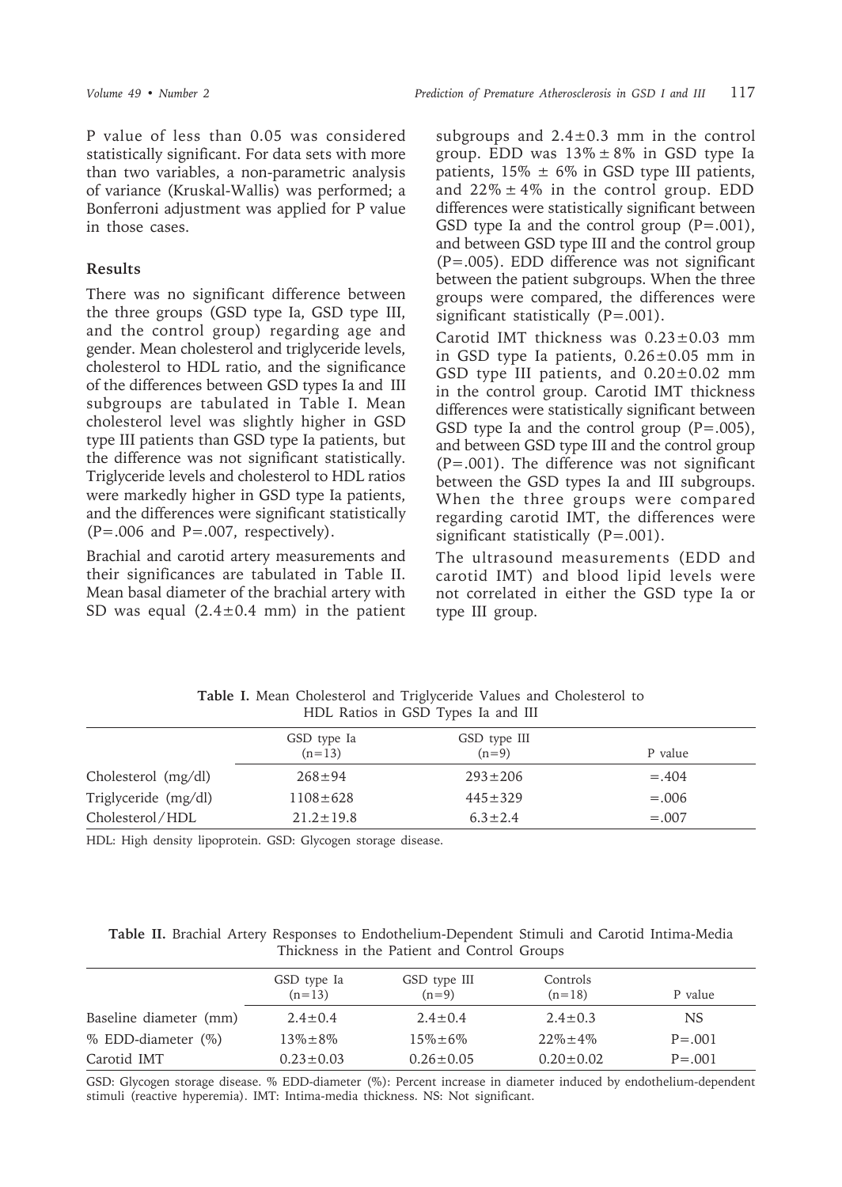P value of less than 0.05 was considered statistically significant. For data sets with more than two variables, a non-parametric analysis of variance (Kruskal-Wallis) was performed; a Bonferroni adjustment was applied for P value in those cases.

## Results

There was no significant difference between the three groups (GSD type Ia, GSD type III, and the control group) regarding age and gender. Mean cholesterol and triglyceride levels, cholesterol to HDL ratio, and the significance of the differences between GSD types Ia and III subgroups are tabulated in Table I. Mean cholesterol level was slightly higher in GSD type III patients than GSD type Ia patients, but the difference was not significant statistically. Triglyceride levels and cholesterol to HDL ratios were markedly higher in GSD type Ia patients, and the differences were significant statistically (P=.006 and P=.007, respectively).

Brachial and carotid artery measurements and their significances are tabulated in Table II. Mean basal diameter of the brachial artery with SD was equal (2.4±0.4 mm) in the patient subgroups and 2.4±0.3 mm in the control group. EDD was 13% ± 8% in GSD type Ia patients, 15% ± 6% in GSD type III patients, and 22% ± 4% in the control group. EDD differences were statistically significant between GSD type Ia and the control group (P=.001), and between GSD type III and the control group (P=.005). EDD difference was not significant between the patient subgroups. When the three groups were compared, the differences were significant statistically (P=.001).

Carotid IMT thickness was 0.23±0.03 mm in GSD type Ia patients, 0.26±0.05 mm in GSD type III patients, and 0.20±0.02 mm in the control group. Carotid IMT thickness differences were statistically significant between GSD type Ia and the control group (P=.005), and between GSD type III and the control group (P=.001). The difference was not significant between the GSD types Ia and III subgroups. When the three groups were compared regarding carotid IMT, the differences were significant statistically (P=.001).

The ultrasound measurements (EDD and carotid IMT) and blood lipid levels were not correlated in either the GSD type Ia or type III group.

**Table I.** Mean Cholesterol and Triglyceride Values and Cholesterol to HDL Ratios in GSD Types Ia and III

| | GSD type Ia (n=13) | GSD type III (n=9) | P value |
|---|---|---|---|
| Cholesterol (mg/dl) | 268±94 | 293±206 | =.404 |
| Triglyceride (mg/dl) | 1108±628 | 445±329 | =.006 |
| Cholesterol/HDL | 21.2±19.8 | 6.3±2.4 | =.007 |

HDL: High density lipoprotein. GSD: Glycogen storage disease.

**Table II.** Brachial Artery Responses to Endothelium-Dependent Stimuli and Carotid Intima-Media Thickness in the Patient and Control Groups

| | GSD type Ia (n=13) | GSD type III (n=9) | Controls (n=18) | P value |
|---|---|---|---|---|
| Baseline diameter (mm) | 2.4±0.4 | 2.4±0.4 | 2.4±0.3 | NS |
| % EDD-diameter (%) | 13%±8% | 15%±6% | 22%±4% | P=.001 |
| Carotid IMT | 0.23±0.03 | 0.26±0.05 | 0.20±0.02 | P=.001 |

GSD: Glycogen storage disease. % EDD-diameter (%): Percent increase in diameter induced by endothelium-dependent stimuli (reactive hyperemia). IMT: Intima-media thickness. NS: Not significant.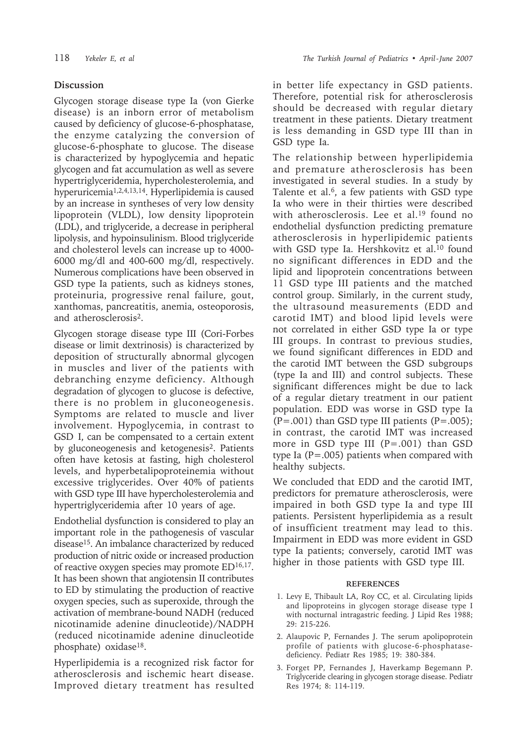## Discussion

Glycogen storage disease type Ia (von Gierke disease) is an inborn error of metabolism caused by deficiency of glucose-6-phosphatase, the enzyme catalyzing the conversion of glucose-6-phosphate to glucose. The disease is characterized by hypoglycemia and hepatic glycogen and fat accumulation as well as severe hypertriglyceridemia, hypercholesterolemia, and hyperuricemia[1,2,4,13,14]. Hyperlipidemia is caused by an increase in syntheses of very low density lipoprotein (VLDL), low density lipoprotein (LDL), and triglyceride, a decrease in peripheral lipolysis, and hypoinsulinism. Blood triglyceride and cholesterol levels can increase up to 4000-6000 mg/dl and 400-600 mg/dl, respectively. Numerous complications have been observed in GSD type Ia patients, such as kidneys stones, proteinuria, progressive renal failure, gout, xanthomas, pancreatitis, anemia, osteoporosis, and atherosclerosis[2].

Glycogen storage disease type III (Cori-Forbes disease or limit dextrinosis) is characterized by deposition of structurally abnormal glycogen in muscles and liver of the patients with debranching enzyme deficiency. Although degradation of glycogen to glucose is defective, there is no problem in gluconeogenesis. Symptoms are related to muscle and liver involvement. Hypoglycemia, in contrast to GSD I, can be compensated to a certain extent by gluconeogenesis and ketogenesis[2]. Patients often have ketosis at fasting, high cholesterol levels, and hyperbetalipoproteinemia without excessive triglycerides. Over 40% of patients with GSD type III have hypercholesterolemia and hypertriglyceridemia after 10 years of age.

Endothelial dysfunction is considered to play an important role in the pathogenesis of vascular disease[15]. An imbalance characterized by reduced production of nitric oxide or increased production of reactive oxygen species may promote ED[16,17]. It has been shown that angiotensin II contributes to ED by stimulating the production of reactive oxygen species, such as superoxide, through the activation of membrane-bound NADH (reduced nicotinamide adenine dinucleotide)/NADPH (reduced nicotinamide adenine dinucleotide phosphate) oxidase[18].

Hyperlipidemia is a recognized risk factor for atherosclerosis and ischemic heart disease. Improved dietary treatment has resulted in better life expectancy in GSD patients. Therefore, potential risk for atherosclerosis should be decreased with regular dietary treatment in these patients. Dietary treatment is less demanding in GSD type III than in GSD type Ia.

The relationship between hyperlipidemia and premature atherosclerosis has been investigated in several studies. In a study by Talente et al.[6], a few patients with GSD type Ia who were in their thirties were described with atherosclerosis. Lee et al.[19] found no endothelial dysfunction predicting premature atherosclerosis in hyperlipidemic patients with GSD type Ia. Hershkovitz et al.[10] found no significant differences in EDD and the lipid and lipoprotein concentrations between 11 GSD type III patients and the matched control group. Similarly, in the current study, the ultrasound measurements (EDD and carotid IMT) and blood lipid levels were not correlated in either GSD type Ia or type III groups. In contrast to previous studies, we found significant differences in EDD and the carotid IMT between the GSD subgroups (type Ia and III) and control subjects. These significant differences might be due to lack of a regular dietary treatment in our patient population. EDD was worse in GSD type Ia ($P=.001$) than GSD type III patients ($P=.005$); in contrast, the carotid IMT was increased more in GSD type III ($P=.001$) than GSD type Ia ($P=.005$) patients when compared with healthy subjects.

We concluded that EDD and the carotid IMT, predictors for premature atherosclerosis, were impaired in both GSD type Ia and type III patients. Persistent hyperlipidemia as a result of insufficient treatment may lead to this. Impairment in EDD was more evident in GSD type Ia patients; conversely, carotid IMT was higher in those patients with GSD type III.

### REFERENCES

1. Levy E, Thibault LA, Roy CC, et al. Circulating lipids and lipoproteins in glycogen storage disease type I with nocturnal intragastric feeding. J Lipid Res 1988; 29: 215-226.
2. Alaupovic P, Fernandes J. The serum apolipoprotein profile of patients with glucose-6-phosphatase-deficiency. Pediatr Res 1985; 19: 380-384.
3. Forget PP, Fernandes J, Haverkamp Begemann P. Triglyceride clearing in glycogen storage disease. Pediatr Res 1974; 8: 114-119.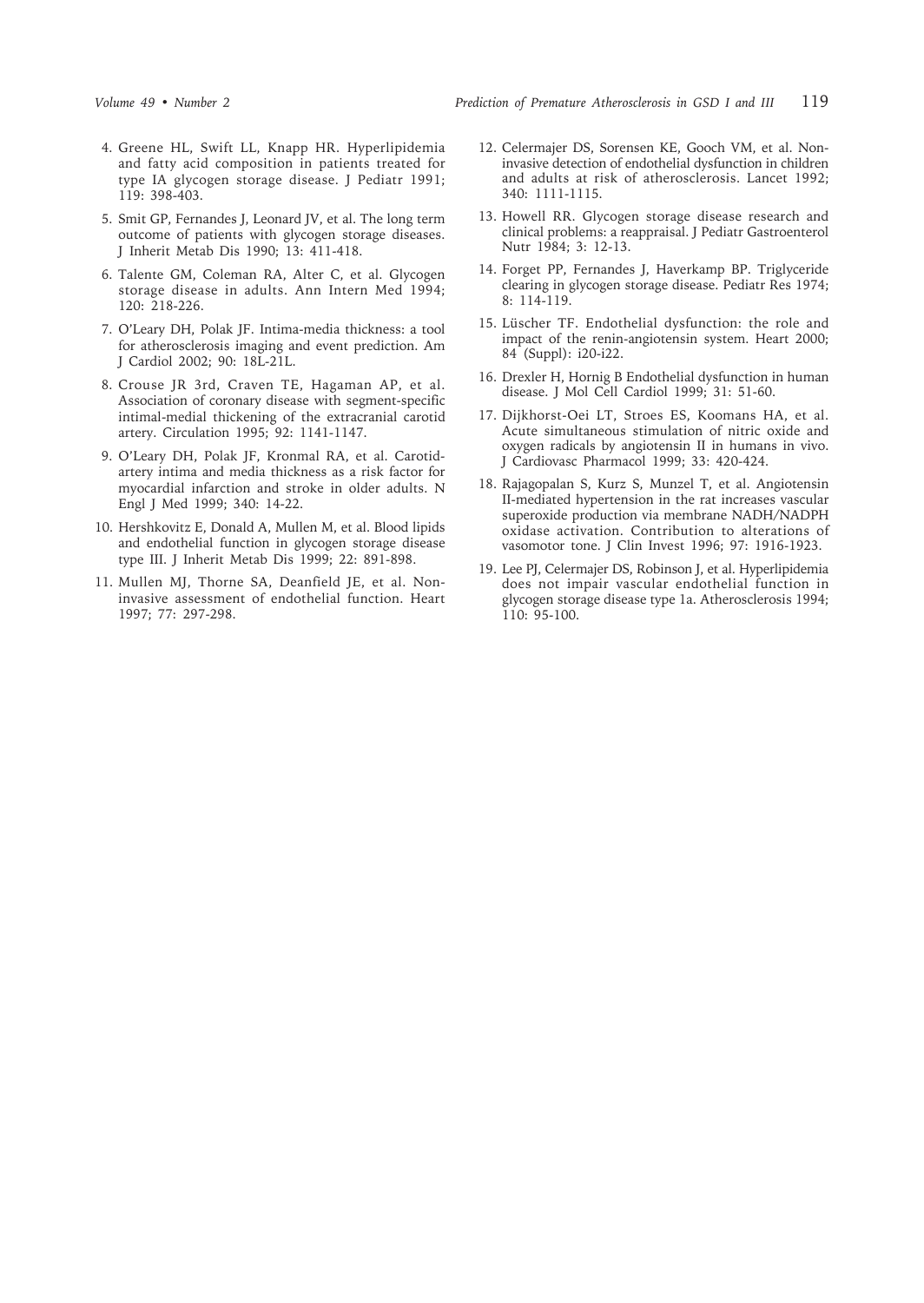4. Greene HL, Swift LL, Knapp HR. Hyperlipidemia and fatty acid composition in patients treated for type IA glycogen storage disease. J Pediatr 1991; 119: 398-403.
5. Smit GP, Fernandes J, Leonard JV, et al. The long term outcome of patients with glycogen storage diseases. J Inherit Metab Dis 1990; 13: 411-418.
6. Talente GM, Coleman RA, Alter C, et al. Glycogen storage disease in adults. Ann Intern Med 1994; 120: 218-226.
7. O'Leary DH, Polak JF. Intima-media thickness: a tool for atherosclerosis imaging and event prediction. Am J Cardiol 2002; 90: 18L-21L.
8. Crouse JR 3rd, Craven TE, Hagaman AP, et al. Association of coronary disease with segment-specific intimal-medial thickening of the extracranial carotid artery. Circulation 1995; 92: 1141-1147.
9. O'Leary DH, Polak JF, Kronmal RA, et al. Carotid-artery intima and media thickness as a risk factor for myocardial infarction and stroke in older adults. N Engl J Med 1999; 340: 14-22.
10. Hershkovitz E, Donald A, Mullen M, et al. Blood lipids and endothelial function in glycogen storage disease type III. J Inherit Metab Dis 1999; 22: 891-898.
11. Mullen MJ, Thorne SA, Deanfield JE, et al. Non-invasive assessment of endothelial function. Heart 1997; 77: 297-298.
12. Celermajer DS, Sorensen KE, Gooch VM, et al. Non-invasive detection of endothelial dysfunction in children and adults at risk of atherosclerosis. Lancet 1992; 340: 1111-1115.
13. Howell RR. Glycogen storage disease research and clinical problems: a reappraisal. J Pediatr Gastroenterol Nutr 1984; 3: 12-13.
14. Forget PP, Fernandes J, Haverkamp BP. Triglyceride clearing in glycogen storage disease. Pediatr Res 1974; 8: 114-119.
15. Lüscher TF. Endothelial dysfunction: the role and impact of the renin-angiotensin system. Heart 2000; 84 (Suppl): i20-i22.
16. Drexler H, Hornig B Endothelial dysfunction in human disease. J Mol Cell Cardiol 1999; 31: 51-60.
17. Dijkhorst-Oei LT, Stroes ES, Koomans HA, et al. Acute simultaneous stimulation of nitric oxide and oxygen radicals by angiotensin II in humans in vivo. J Cardiovasc Pharmacol 1999; 33: 420-424.
18. Rajagopalan S, Kurz S, Munzel T, et al. Angiotensin II-mediated hypertension in the rat increases vascular superoxide production via membrane NADH/NADPH oxidase activation. Contribution to alterations of vasomotor tone. J Clin Invest 1996; 97: 1916-1923.
19. Lee PJ, Celermajer DS, Robinson J, et al. Hyperlipidemia does not impair vascular endothelial function in glycogen storage disease type 1a. Atherosclerosis 1994; 110: 95-100.